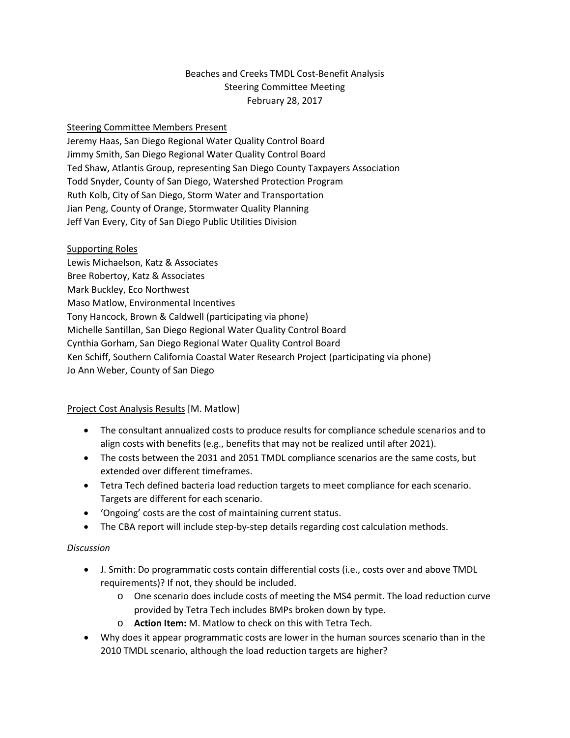Beaches and Creeks TMDL Cost-Benefit Analysis
Steering Committee Meeting
February 28, 2017

Steering Committee Members Present

Jeremy Haas, San Diego Regional Water Quality Control Board
Jimmy Smith, San Diego Regional Water Quality Control Board
Ted Shaw, Atlantis Group, representing San Diego County Taxpayers Association
Todd Snyder, County of San Diego, Watershed Protection Program
Ruth Kolb, City of San Diego, Storm Water and Transportation
Jian Peng, County of Orange, Stormwater Quality Planning
Jeff Van Every, City of San Diego Public Utilities Division

Supporting Roles

Lewis Michaelson, Katz & Associates
Bree Robertoy, Katz & Associates
Mark Buckley, Eco Northwest
Maso Matlow, Environmental Incentives
Tony Hancock, Brown & Caldwell (participating via phone)
Michelle Santillan, San Diego Regional Water Quality Control Board
Cynthia Gorham, San Diego Regional Water Quality Control Board
Ken Schiff, Southern California Coastal Water Research Project (participating via phone)
Jo Ann Weber, County of San Diego

Project Cost Analysis Results [M. Matlow]

- The consultant annualized costs to produce results for compliance schedule scenarios and to align costs with benefits (e.g., benefits that may not be realized until after 2021).
- The costs between the 2031 and 2051 TMDL compliance scenarios are the same costs, but extended over different timeframes.
- Tetra Tech defined bacteria load reduction targets to meet compliance for each scenario. Targets are different for each scenario.
- 'Ongoing' costs are the cost of maintaining current status.
- The CBA report will include step-by-step details regarding cost calculation methods.

*Discussion*

- J. Smith: Do programmatic costs contain differential costs (i.e., costs over and above TMDL requirements)? If not, they should be included.
  - One scenario does include costs of meeting the MS4 permit. The load reduction curve provided by Tetra Tech includes BMPs broken down by type.
  - **Action Item:** M. Matlow to check on this with Tetra Tech.
- Why does it appear programmatic costs are lower in the human sources scenario than in the 2010 TMDL scenario, although the load reduction targets are higher?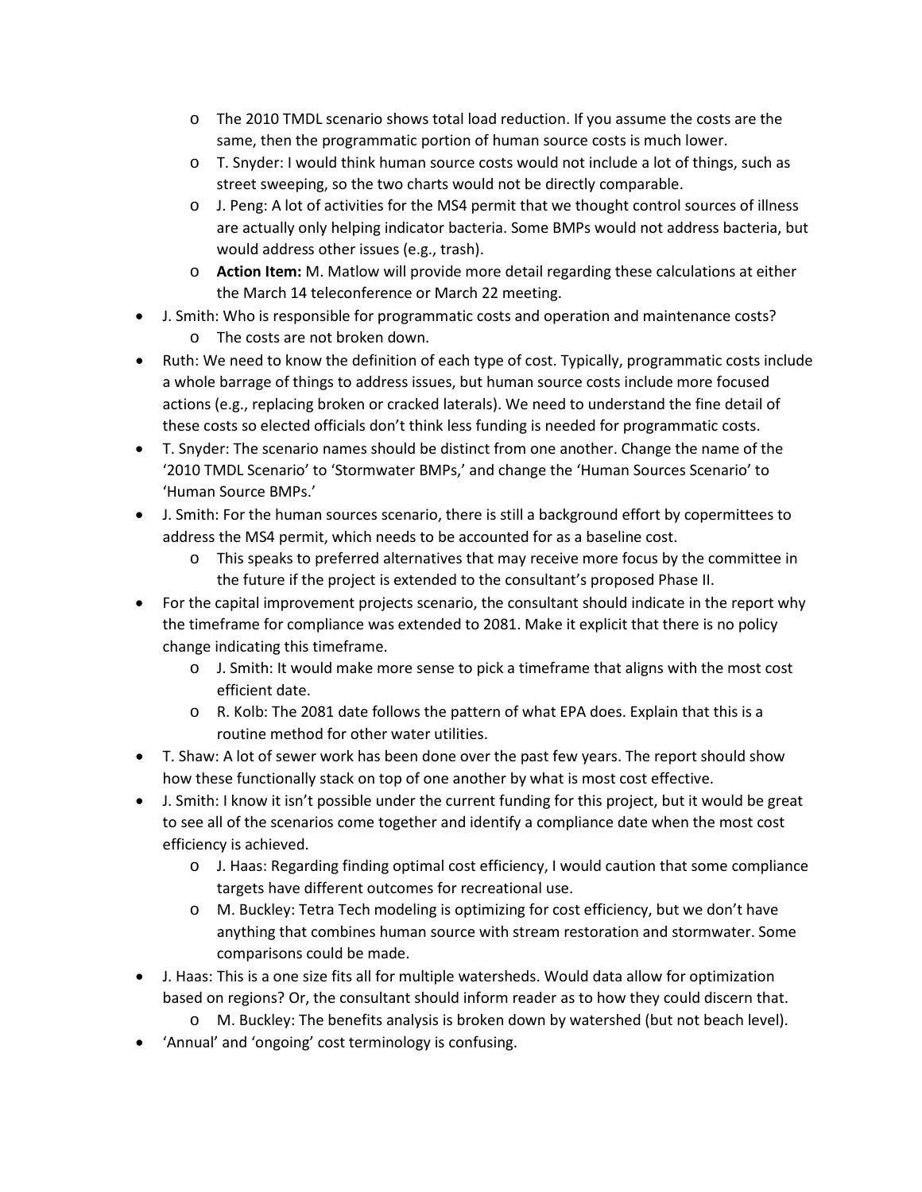- The 2010 TMDL scenario shows total load reduction. If you assume the costs are the same, then the programmatic portion of human source costs is much lower.
  - T. Snyder: I would think human source costs would not include a lot of things, such as street sweeping, so the two charts would not be directly comparable.
  - J. Peng: A lot of activities for the MS4 permit that we thought control sources of illness are actually only helping indicator bacteria. Some BMPs would not address bacteria, but would address other issues (e.g., trash).
  - **Action Item:** M. Matlow will provide more detail regarding these calculations at either the March 14 teleconference or March 22 meeting.
- J. Smith: Who is responsible for programmatic costs and operation and maintenance costs?
  - The costs are not broken down.
- Ruth: We need to know the definition of each type of cost. Typically, programmatic costs include a whole barrage of things to address issues, but human source costs include more focused actions (e.g., replacing broken or cracked laterals). We need to understand the fine detail of these costs so elected officials don't think less funding is needed for programmatic costs.
- T. Snyder: The scenario names should be distinct from one another. Change the name of the '2010 TMDL Scenario' to 'Stormwater BMPs,' and change the 'Human Sources Scenario' to 'Human Source BMPs.'
- J. Smith: For the human sources scenario, there is still a background effort by copermittees to address the MS4 permit, which needs to be accounted for as a baseline cost.
  - This speaks to preferred alternatives that may receive more focus by the committee in the future if the project is extended to the consultant's proposed Phase II.
- For the capital improvement projects scenario, the consultant should indicate in the report why the timeframe for compliance was extended to 2081. Make it explicit that there is no policy change indicating this timeframe.
  - J. Smith: It would make more sense to pick a timeframe that aligns with the most cost efficient date.
  - R. Kolb: The 2081 date follows the pattern of what EPA does. Explain that this is a routine method for other water utilities.
- T. Shaw: A lot of sewer work has been done over the past few years. The report should show how these functionally stack on top of one another by what is most cost effective.
- J. Smith: I know it isn't possible under the current funding for this project, but it would be great to see all of the scenarios come together and identify a compliance date when the most cost efficiency is achieved.
  - J. Haas: Regarding finding optimal cost efficiency, I would caution that some compliance targets have different outcomes for recreational use.
  - M. Buckley: Tetra Tech modeling is optimizing for cost efficiency, but we don't have anything that combines human source with stream restoration and stormwater. Some comparisons could be made.
- J. Haas: This is a one size fits all for multiple watersheds. Would data allow for optimization based on regions? Or, the consultant should inform reader as to how they could discern that.
  - M. Buckley: The benefits analysis is broken down by watershed (but not beach level).
- 'Annual' and 'ongoing' cost terminology is confusing.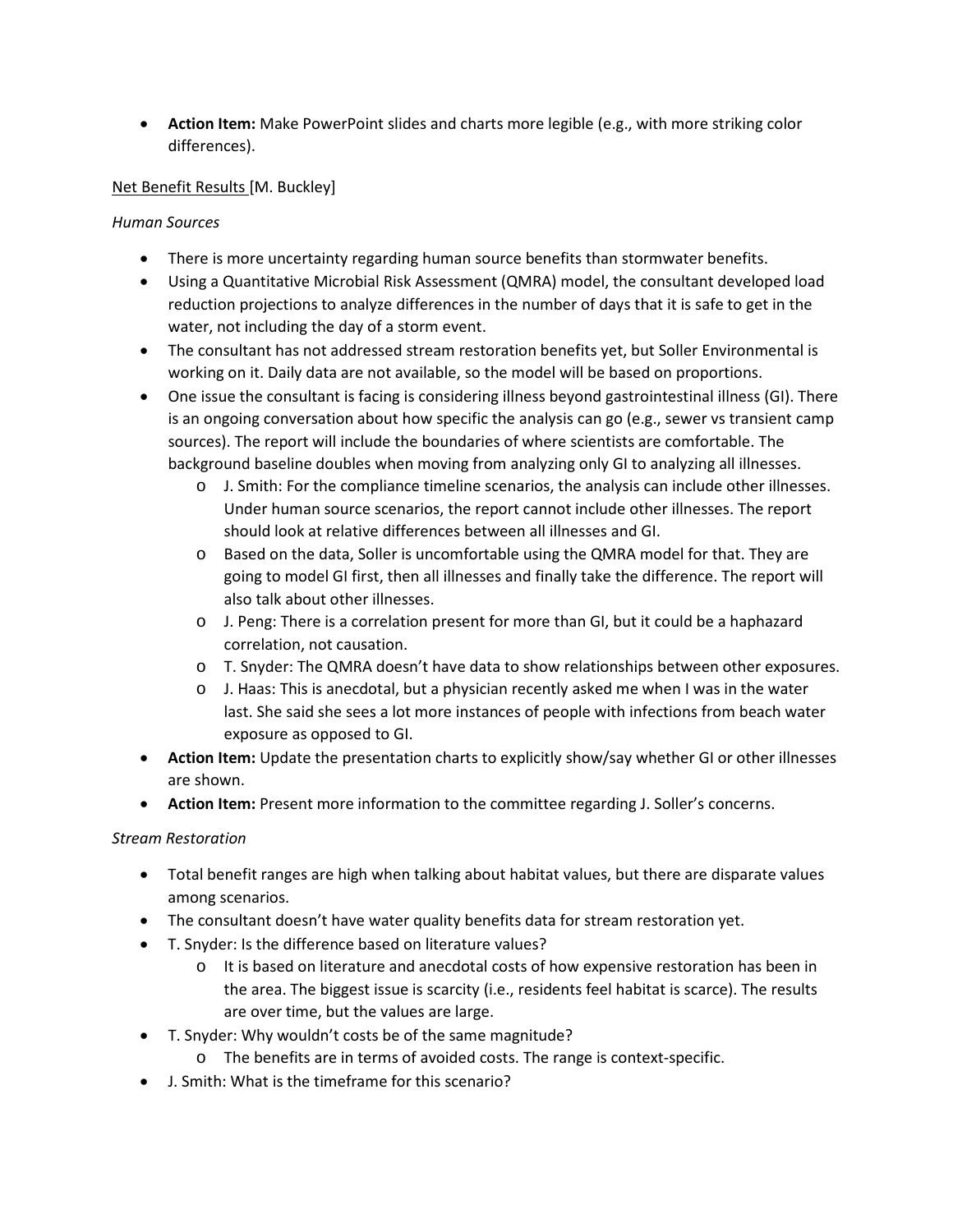- **Action Item:** Make PowerPoint slides and charts more legible (e.g., with more striking color differences).

Net Benefit Results [M. Buckley]

*Human Sources*

- There is more uncertainty regarding human source benefits than stormwater benefits.
- Using a Quantitative Microbial Risk Assessment (QMRA) model, the consultant developed load reduction projections to analyze differences in the number of days that it is safe to get in the water, not including the day of a storm event.
- The consultant has not addressed stream restoration benefits yet, but Soller Environmental is working on it. Daily data are not available, so the model will be based on proportions.
- One issue the consultant is facing is considering illness beyond gastrointestinal illness (GI). There is an ongoing conversation about how specific the analysis can go (e.g., sewer vs transient camp sources). The report will include the boundaries of where scientists are comfortable. The background baseline doubles when moving from analyzing only GI to analyzing all illnesses.
    - J. Smith: For the compliance timeline scenarios, the analysis can include other illnesses. Under human source scenarios, the report cannot include other illnesses. The report should look at relative differences between all illnesses and GI.
    - Based on the data, Soller is uncomfortable using the QMRA model for that. They are going to model GI first, then all illnesses and finally take the difference. The report will also talk about other illnesses.
    - J. Peng: There is a correlation present for more than GI, but it could be a haphazard correlation, not causation.
    - T. Snyder: The QMRA doesn't have data to show relationships between other exposures.
    - J. Haas: This is anecdotal, but a physician recently asked me when I was in the water last. She said she sees a lot more instances of people with infections from beach water exposure as opposed to GI.
- **Action Item:** Update the presentation charts to explicitly show/say whether GI or other illnesses are shown.
- **Action Item:** Present more information to the committee regarding J. Soller's concerns.

*Stream Restoration*

- Total benefit ranges are high when talking about habitat values, but there are disparate values among scenarios.
- The consultant doesn't have water quality benefits data for stream restoration yet.
- T. Snyder: Is the difference based on literature values?
    - It is based on literature and anecdotal costs of how expensive restoration has been in the area. The biggest issue is scarcity (i.e., residents feel habitat is scarce). The results are over time, but the values are large.
- T. Snyder: Why wouldn't costs be of the same magnitude?
    - The benefits are in terms of avoided costs. The range is context-specific.
- J. Smith: What is the timeframe for this scenario?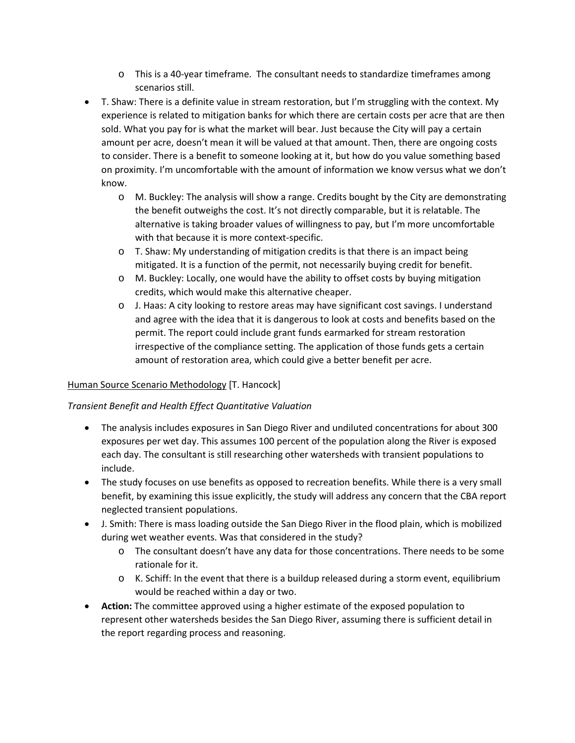- This is a 40-year timeframe. The consultant needs to standardize timeframes among scenarios still.
- T. Shaw: There is a definite value in stream restoration, but I'm struggling with the context. My experience is related to mitigation banks for which there are certain costs per acre that are then sold. What you pay for is what the market will bear. Just because the City will pay a certain amount per acre, doesn't mean it will be valued at that amount. Then, there are ongoing costs to consider. There is a benefit to someone looking at it, but how do you value something based on proximity. I'm uncomfortable with the amount of information we know versus what we don't know.
  - M. Buckley: The analysis will show a range. Credits bought by the City are demonstrating the benefit outweighs the cost. It's not directly comparable, but it is relatable. The alternative is taking broader values of willingness to pay, but I'm more uncomfortable with that because it is more context-specific.
  - T. Shaw: My understanding of mitigation credits is that there is an impact being mitigated. It is a function of the permit, not necessarily buying credit for benefit.
  - M. Buckley: Locally, one would have the ability to offset costs by buying mitigation credits, which would make this alternative cheaper.
  - J. Haas: A city looking to restore areas may have significant cost savings. I understand and agree with the idea that it is dangerous to look at costs and benefits based on the permit. The report could include grant funds earmarked for stream restoration irrespective of the compliance setting. The application of those funds gets a certain amount of restoration area, which could give a better benefit per acre.

<u>Human Source Scenario Methodology</u> [T. Hancock]

*Transient Benefit and Health Effect Quantitative Valuation*

- The analysis includes exposures in San Diego River and undiluted concentrations for about 300 exposures per wet day. This assumes 100 percent of the population along the River is exposed each day. The consultant is still researching other watersheds with transient populations to include.
- The study focuses on use benefits as opposed to recreation benefits. While there is a very small benefit, by examining this issue explicitly, the study will address any concern that the CBA report neglected transient populations.
- J. Smith: There is mass loading outside the San Diego River in the flood plain, which is mobilized during wet weather events. Was that considered in the study?
  - The consultant doesn't have any data for those concentrations. There needs to be some rationale for it.
  - K. Schiff: In the event that there is a buildup released during a storm event, equilibrium would be reached within a day or two.
- **Action:** The committee approved using a higher estimate of the exposed population to represent other watersheds besides the San Diego River, assuming there is sufficient detail in the report regarding process and reasoning.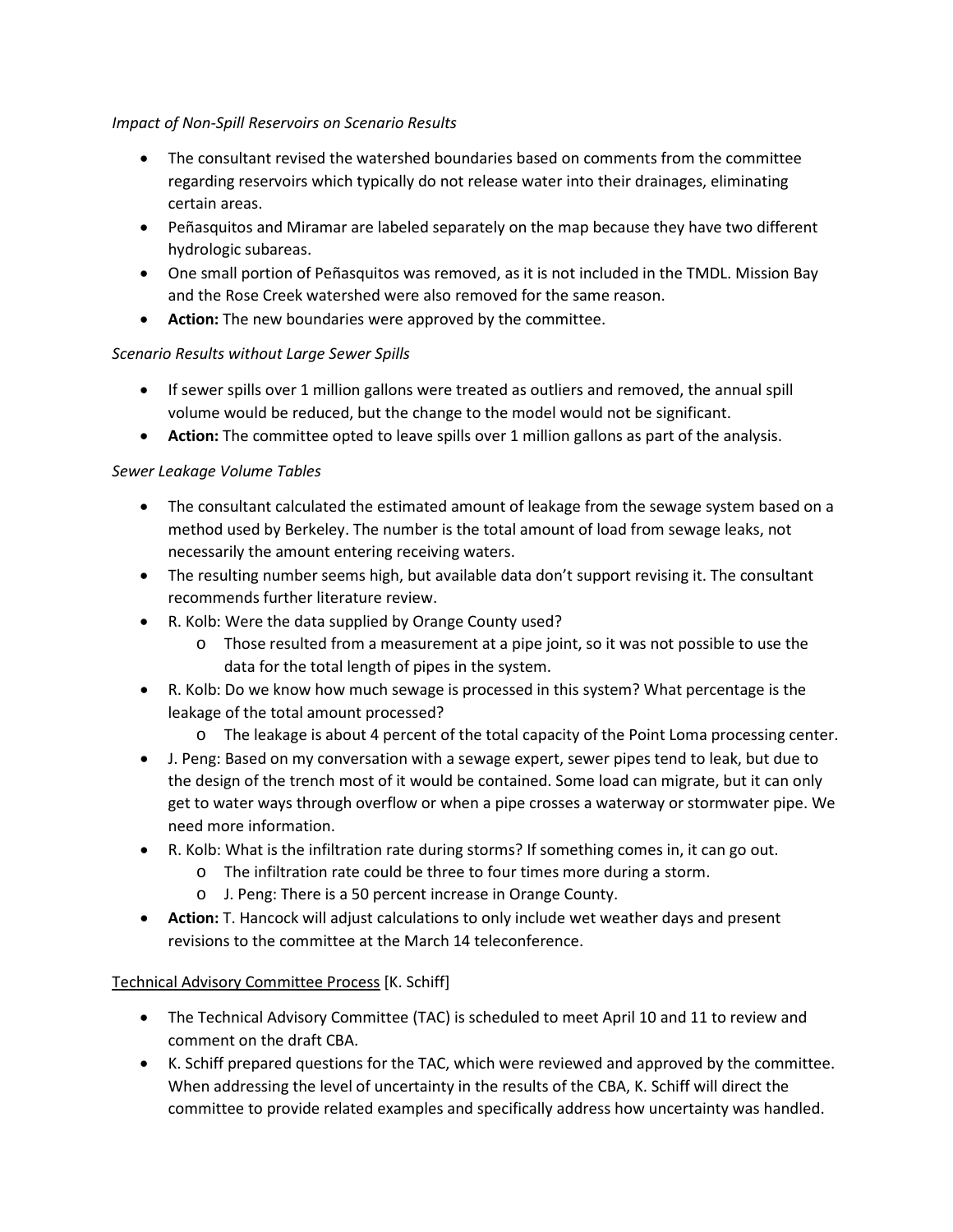*Impact of Non-Spill Reservoirs on Scenario Results*

- The consultant revised the watershed boundaries based on comments from the committee regarding reservoirs which typically do not release water into their drainages, eliminating certain areas.
- Peñasquitos and Miramar are labeled separately on the map because they have two different hydrologic subareas.
- One small portion of Peñasquitos was removed, as it is not included in the TMDL. Mission Bay and the Rose Creek watershed were also removed for the same reason.
- **Action:** The new boundaries were approved by the committee.

*Scenario Results without Large Sewer Spills*

- If sewer spills over 1 million gallons were treated as outliers and removed, the annual spill volume would be reduced, but the change to the model would not be significant.
- **Action:** The committee opted to leave spills over 1 million gallons as part of the analysis.

*Sewer Leakage Volume Tables*

- The consultant calculated the estimated amount of leakage from the sewage system based on a method used by Berkeley. The number is the total amount of load from sewage leaks, not necessarily the amount entering receiving waters.
- The resulting number seems high, but available data don't support revising it. The consultant recommends further literature review.
- R. Kolb: Were the data supplied by Orange County used?
  - Those resulted from a measurement at a pipe joint, so it was not possible to use the data for the total length of pipes in the system.
- R. Kolb: Do we know how much sewage is processed in this system? What percentage is the leakage of the total amount processed?
  - The leakage is about 4 percent of the total capacity of the Point Loma processing center.
- J. Peng: Based on my conversation with a sewage expert, sewer pipes tend to leak, but due to the design of the trench most of it would be contained. Some load can migrate, but it can only get to water ways through overflow or when a pipe crosses a waterway or stormwater pipe. We need more information.
- R. Kolb: What is the infiltration rate during storms? If something comes in, it can go out.
  - The infiltration rate could be three to four times more during a storm.
  - J. Peng: There is a 50 percent increase in Orange County.
- **Action:** T. Hancock will adjust calculations to only include wet weather days and present revisions to the committee at the March 14 teleconference.

<u>Technical Advisory Committee Process</u> [K. Schiff]

- The Technical Advisory Committee (TAC) is scheduled to meet April 10 and 11 to review and comment on the draft CBA.
- K. Schiff prepared questions for the TAC, which were reviewed and approved by the committee. When addressing the level of uncertainty in the results of the CBA, K. Schiff will direct the committee to provide related examples and specifically address how uncertainty was handled.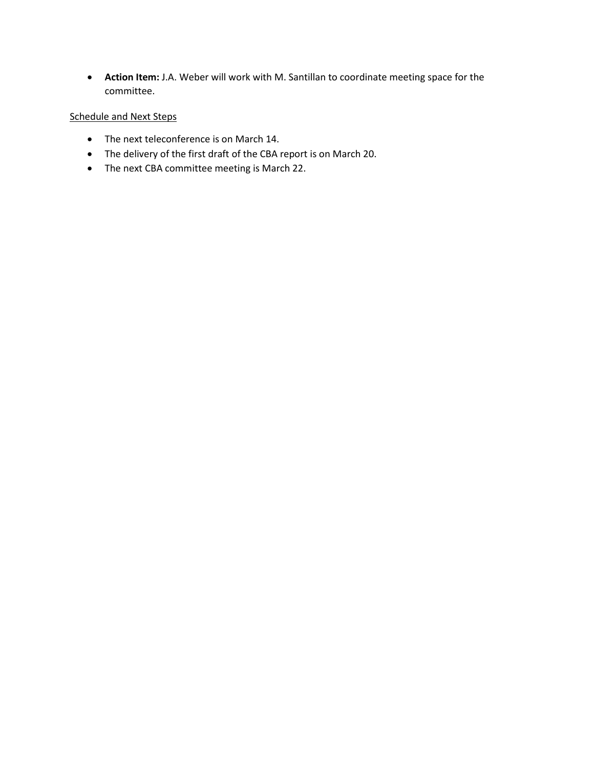- **Action Item:** J.A. Weber will work with M. Santillan to coordinate meeting space for the committee.

<u>Schedule and Next Steps</u>

- The next teleconference is on March 14.
- The delivery of the first draft of the CBA report is on March 20.
- The next CBA committee meeting is March 22.